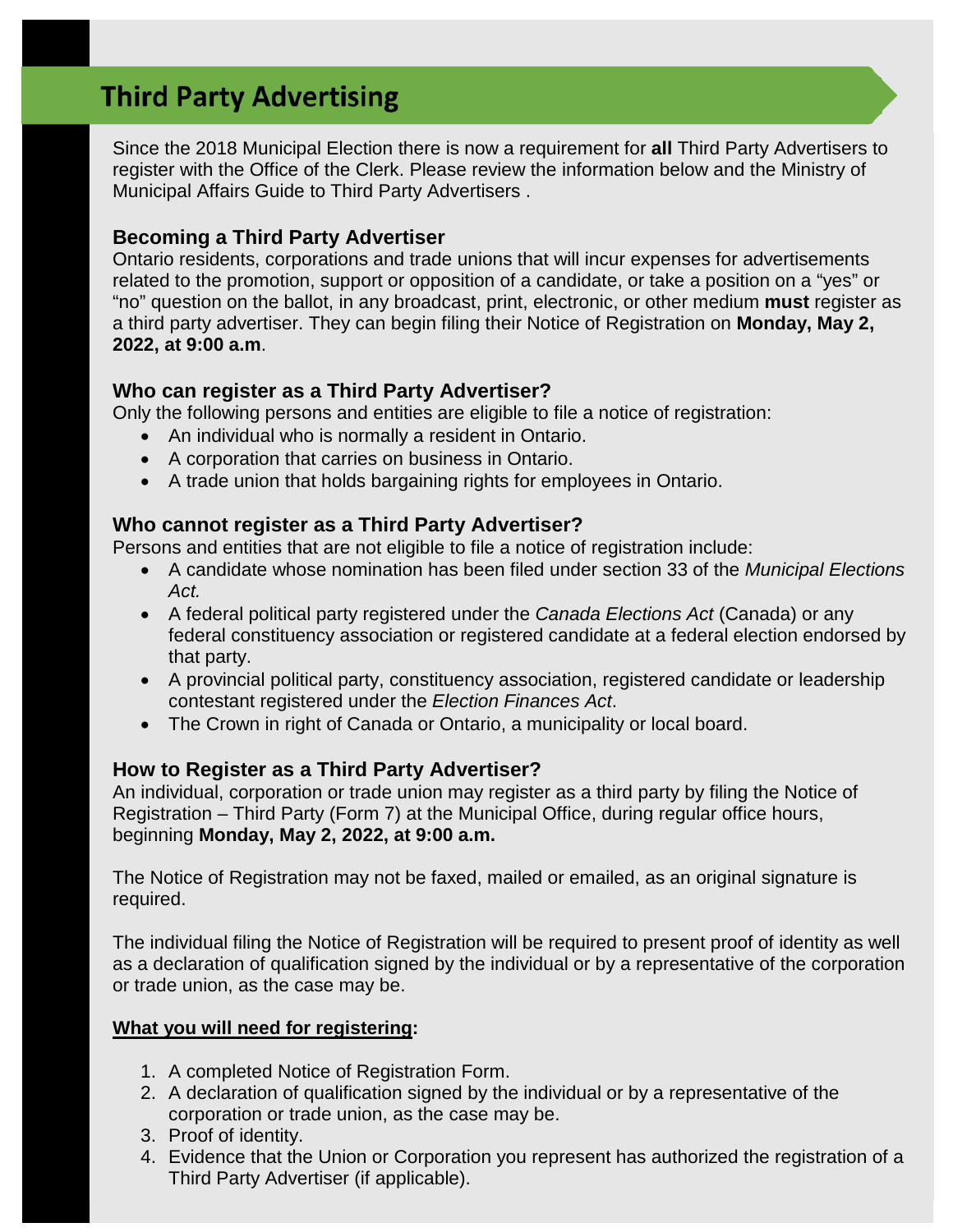# Third Party Advertising

Since the 2018 Municipal Election there is now a requirement for **all** Third Party Advertisers to register with the Office of the Clerk. Please review the information below and the Ministry of Municipal Affairs Guide to Third Party Advertisers .

### Becoming a Third Party Advertiser

Ontario residents, corporations and trade unions that will incur expenses for advertisements related to the promotion, support or opposition of a candidate, or take a position on a "yes" or "no" question on the ballot, in any broadcast, print, electronic, or other medium **must** register as a third party advertiser. They can begin filing their Notice of Registration on **Monday, May 2, 2022, at 9:00 a.m**.

### Who can register as a Third Party Advertiser?

Only the following persons and entities are eligible to file a notice of registration:

- An individual who is normally a resident in Ontario.
- A corporation that carries on business in Ontario.
- A trade union that holds bargaining rights for employees in Ontario.

### Who cannot register as a Third Party Advertiser?

Persons and entities that are not eligible to file a notice of registration include:

- A candidate whose nomination has been filed under section 33 of the *Municipal Elections Act.*
- A federal political party registered under the *Canada Elections Act* (Canada) or any federal constituency association or registered candidate at a federal election endorsed by that party.
- A provincial political party, constituency association, registered candidate or leadership contestant registered under the *Election Finances Act*.
- The Crown in right of Canada or Ontario, a municipality or local board.

### How to Register as a Third Party Advertiser?

An individual, corporation or trade union may register as a third party by filing the Notice of Registration – Third Party (Form 7) at the Municipal Office, during regular office hours, beginning **Monday, May 2, 2022, at 9:00 a.m.**

The Notice of Registration may not be faxed, mailed or emailed, as an original signature is required.

The individual filing the Notice of Registration will be required to present proof of identity as well as a declaration of qualification signed by the individual or by a representative of the corporation or trade union, as the case may be.

**What you will need for registering:**

1. A completed Notice of Registration Form.
2. A declaration of qualification signed by the individual or by a representative of the corporation or trade union, as the case may be.
3. Proof of identity.
4. Evidence that the Union or Corporation you represent has authorized the registration of a Third Party Advertiser (if applicable).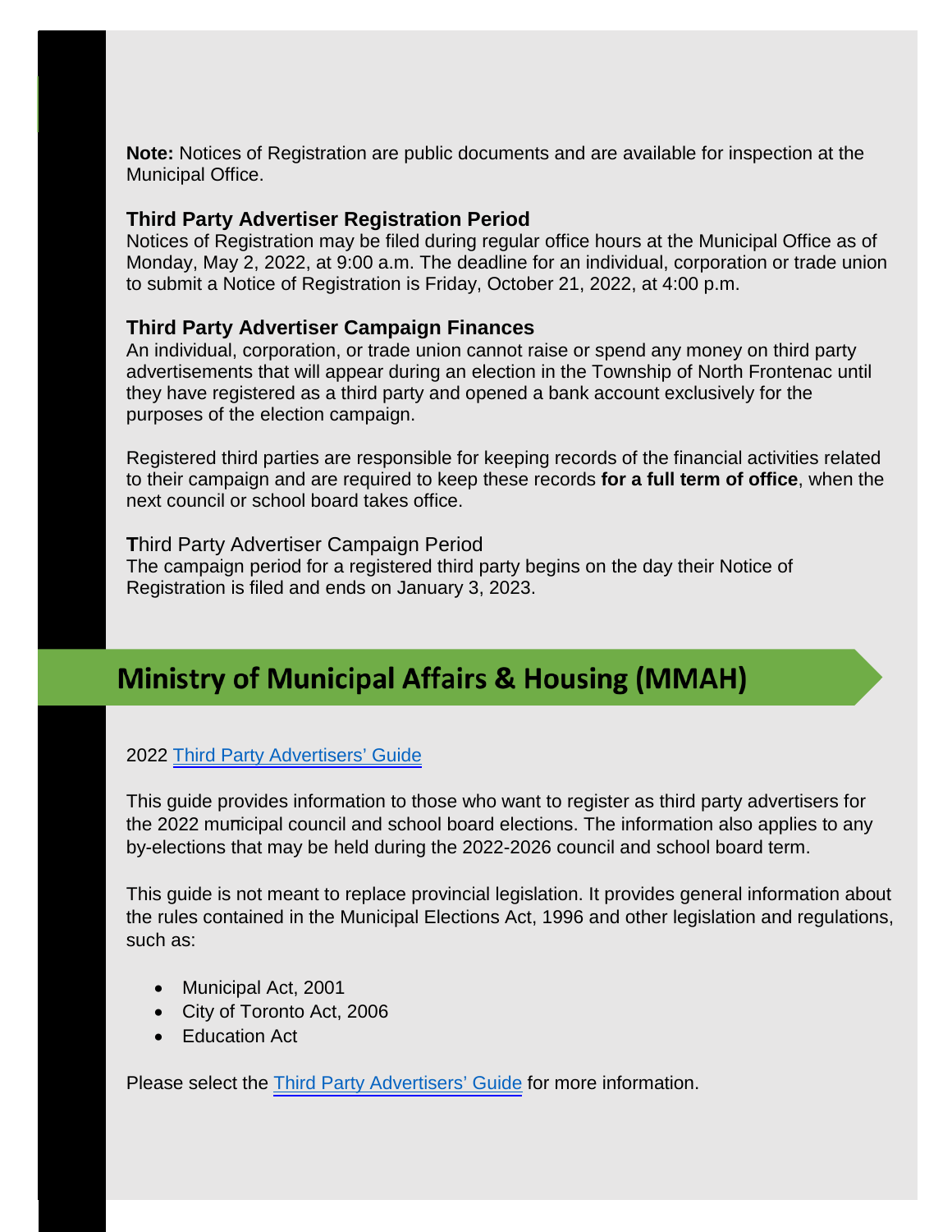**Note:** Notices of Registration are public documents and are available for inspection at the Municipal Office.

### Third Party Advertiser Registration Period

Notices of Registration may be filed during regular office hours at the Municipal Office as of Monday, May 2, 2022, at 9:00 a.m. The deadline for an individual, corporation or trade union to submit a Notice of Registration is Friday, October 21, 2022, at 4:00 p.m.

### Third Party Advertiser Campaign Finances

An individual, corporation, or trade union cannot raise or spend any money on third party advertisements that will appear during an election in the Township of North Frontenac until they have registered as a third party and opened a bank account exclusively for the purposes of the election campaign.

Registered third parties are responsible for keeping records of the financial activities related to their campaign and are required to keep these records **for a full term of office**, when the next council or school board takes office.

**T**hird Party Advertiser Campaign Period

The campaign period for a registered third party begins on the day their Notice of Registration is filed and ends on January 3, 2023.

## Ministry of Municipal Affairs & Housing (MMAH)

2022 Third Party Advertisers' Guide

This guide provides information to those who want to register as third party advertisers for the 2022 municipal council and school board elections. The information also applies to any by-elections that may be held during the 2022-2026 council and school board term.

This guide is not meant to replace provincial legislation. It provides general information about the rules contained in the Municipal Elections Act, 1996 and other legislation and regulations, such as:

- Municipal Act, 2001
- City of Toronto Act, 2006
- Education Act

Please select the Third Party Advertisers' Guide for more information.